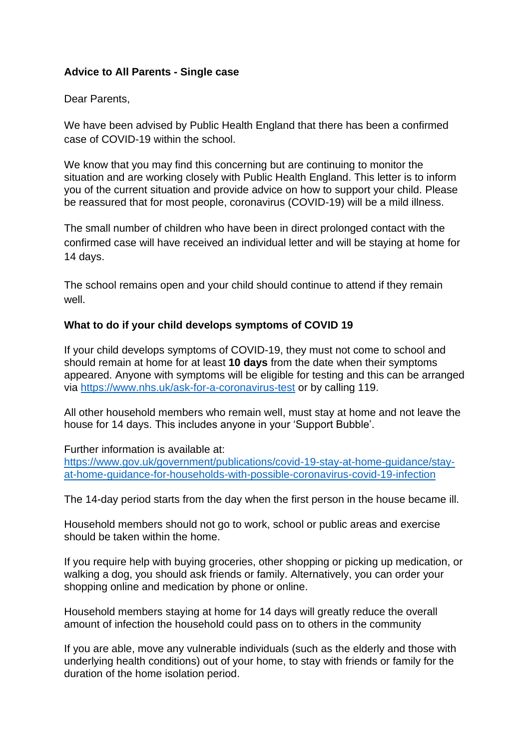**Advice to All Parents - Single case**

Dear Parents,

We have been advised by Public Health England that there has been a confirmed case of COVID-19 within the school.

We know that you may find this concerning but are continuing to monitor the situation and are working closely with Public Health England. This letter is to inform you of the current situation and provide advice on how to support your child. Please be reassured that for most people, coronavirus (COVID-19) will be a mild illness.

The small number of children who have been in direct prolonged contact with the confirmed case will have received an individual letter and will be staying at home for 14 days.

The school remains open and your child should continue to attend if they remain well.

**What to do if your child develops symptoms of COVID 19**

If your child develops symptoms of COVID-19, they must not come to school and should remain at home for at least **10 days** from the date when their symptoms appeared. Anyone with symptoms will be eligible for testing and this can be arranged via https://www.nhs.uk/ask-for-a-coronavirus-test or by calling 119.

All other household members who remain well, must stay at home and not leave the house for 14 days. This includes anyone in your 'Support Bubble'.

Further information is available at:
https://www.gov.uk/government/publications/covid-19-stay-at-home-guidance/stay-at-home-guidance-for-households-with-possible-coronavirus-covid-19-infection

The 14-day period starts from the day when the first person in the house became ill.

Household members should not go to work, school or public areas and exercise should be taken within the home.

If you require help with buying groceries, other shopping or picking up medication, or walking a dog, you should ask friends or family. Alternatively, you can order your shopping online and medication by phone or online.

Household members staying at home for 14 days will greatly reduce the overall amount of infection the household could pass on to others in the community

If you are able, move any vulnerable individuals (such as the elderly and those with underlying health conditions) out of your home, to stay with friends or family for the duration of the home isolation period.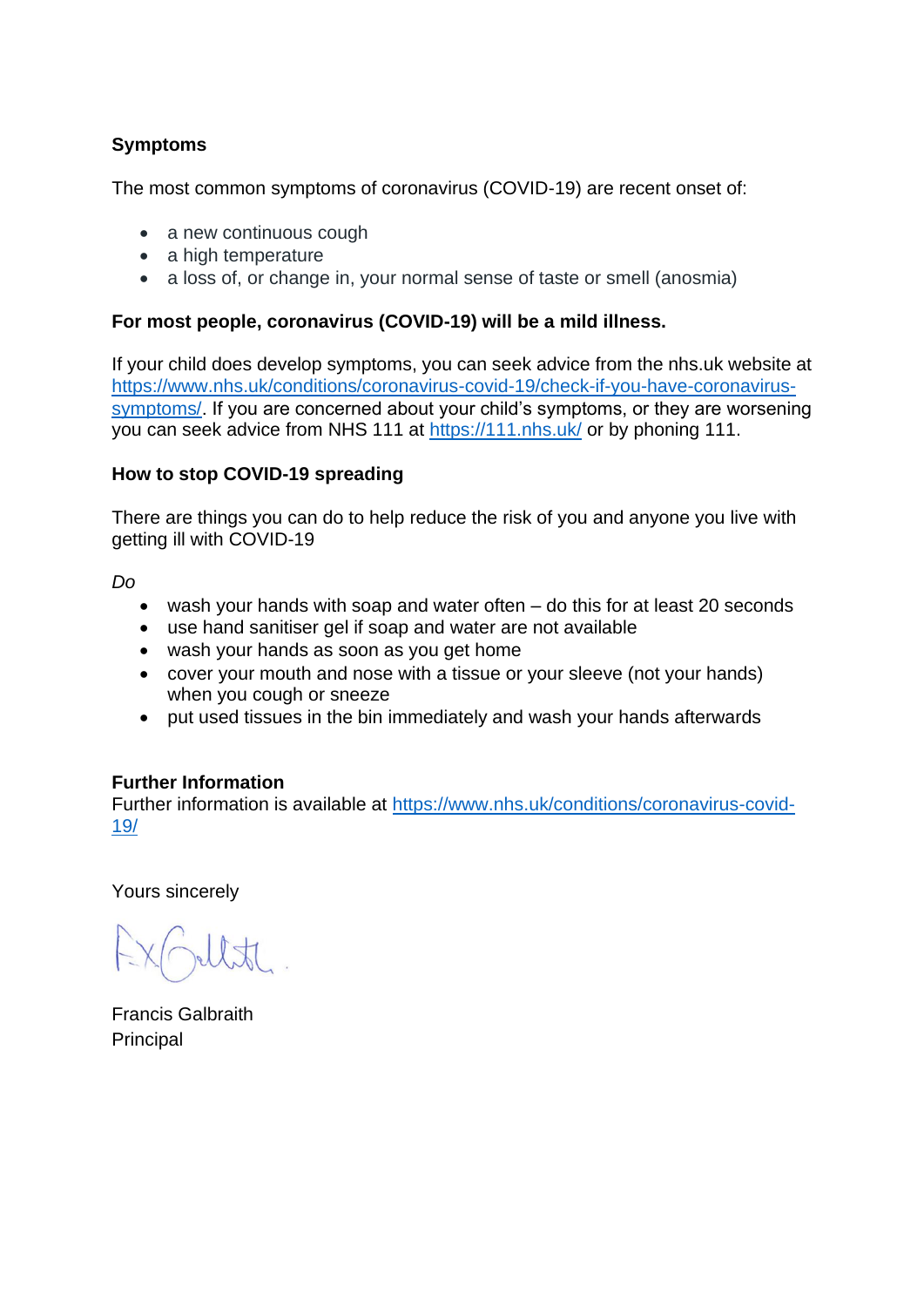**Symptoms**

The most common symptoms of coronavirus (COVID-19) are recent onset of:

- a new continuous cough
- a high temperature
- a loss of, or change in, your normal sense of taste or smell (anosmia)

**For most people, coronavirus (COVID-19) will be a mild illness.**

If your child does develop symptoms, you can seek advice from the nhs.uk website at https://www.nhs.uk/conditions/coronavirus-covid-19/check-if-you-have-coronavirus-symptoms/. If you are concerned about your child's symptoms, or they are worsening you can seek advice from NHS 111 at https://111.nhs.uk/ or by phoning 111.

**How to stop COVID-19 spreading**

There are things you can do to help reduce the risk of you and anyone you live with getting ill with COVID-19

*Do*

- wash your hands with soap and water often – do this for at least 20 seconds
- use hand sanitiser gel if soap and water are not available
- wash your hands as soon as you get home
- cover your mouth and nose with a tissue or your sleeve (not your hands) when you cough or sneeze
- put used tissues in the bin immediately and wash your hands afterwards

**Further Information**
Further information is available at https://www.nhs.uk/conditions/coronavirus-covid-19/

Yours sincerely

Francis Galbraith
Principal